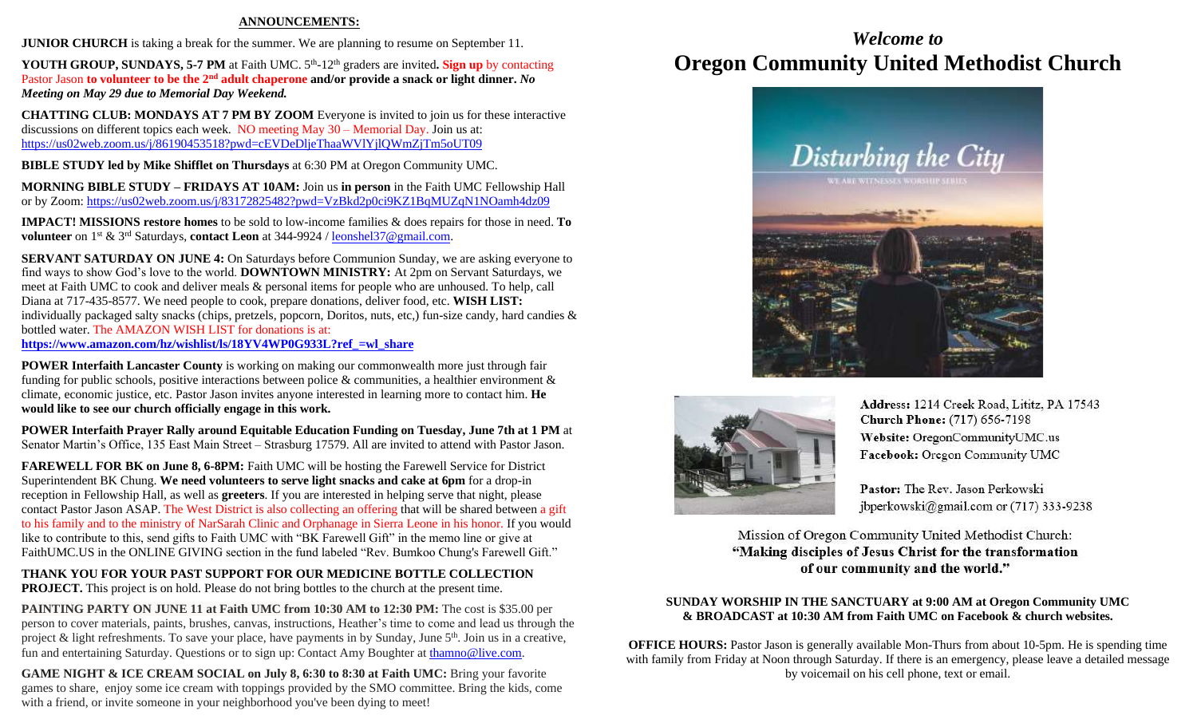## ANNOUNCEMENTS:

**JUNIOR CHURCH** is taking a break for the summer. We are planning to resume on September 11.

**YOUTH GROUP, SUNDAYS, 5-7 PM** at Faith UMC. 5th-12th graders are invited**. Sign up** by contacting Pastor Jason **to volunteer to be the 2nd adult chaperone and/or provide a snack or light dinner.** ***No Meeting on May 29 due to Memorial Day Weekend.***

**CHATTING CLUB: MONDAYS AT 7 PM BY ZOOM** Everyone is invited to join us for these interactive discussions on different topics each week. NO meeting May 30 – Memorial Day. Join us at: https://us02web.zoom.us/j/86190453518?pwd=cEVDeDljeThaaWVlYjlQWmZjTm5oUT09

**BIBLE STUDY led by Mike Shifflet on Thursdays** at 6:30 PM at Oregon Community UMC.

**MORNING BIBLE STUDY – FRIDAYS AT 10AM:** Join us **in person** in the Faith UMC Fellowship Hall or by Zoom: https://us02web.zoom.us/j/83172825482?pwd=VzBkd2p0ci9KZ1BqMUZqN1NOamh4dz09

**IMPACT! MISSIONS restore homes** to be sold to low-income families & does repairs for those in need. **To volunteer** on 1st & 3rd Saturdays, **contact Leon** at 344-9924 / leonshel37@gmail.com.

**SERVANT SATURDAY ON JUNE 4:** On Saturdays before Communion Sunday, we are asking everyone to find ways to show God's love to the world. **DOWNTOWN MINISTRY:** At 2pm on Servant Saturdays, we meet at Faith UMC to cook and deliver meals & personal items for people who are unhoused. To help, call Diana at 717-435-8577. We need people to cook, prepare donations, deliver food, etc. **WISH LIST:** individually packaged salty snacks (chips, pretzels, popcorn, Doritos, nuts, etc,) fun-size candy, hard candies & bottled water. The AMAZON WISH LIST for donations is at:
**https://www.amazon.com/hz/wishlist/ls/18YV4WP0G933L?ref_=wl_share**

**POWER Interfaith Lancaster County** is working on making our commonwealth more just through fair funding for public schools, positive interactions between police & communities, a healthier environment & climate, economic justice, etc. Pastor Jason invites anyone interested in learning more to contact him. **He would like to see our church officially engage in this work.**

**POWER Interfaith Prayer Rally around Equitable Education Funding on Tuesday, June 7th at 1 PM** at Senator Martin's Office, 135 East Main Street – Strasburg 17579. All are invited to attend with Pastor Jason.

**FAREWELL FOR BK on June 8, 6-8PM:** Faith UMC will be hosting the Farewell Service for District Superintendent BK Chung. **We need volunteers to serve light snacks and cake at 6pm** for a drop-in reception in Fellowship Hall, as well as **greeters**. If you are interested in helping serve that night, please contact Pastor Jason ASAP. The West District is also collecting an offering that will be shared between a gift to his family and to the ministry of NarSarah Clinic and Orphanage in Sierra Leone in his honor. If you would like to contribute to this, send gifts to Faith UMC with "BK Farewell Gift" in the memo line or give at FaithUMC.US in the ONLINE GIVING section in the fund labeled "Rev. Bumkoo Chung's Farewell Gift."

**THANK YOU FOR YOUR PAST SUPPORT FOR OUR MEDICINE BOTTLE COLLECTION PROJECT.** This project is on hold. Please do not bring bottles to the church at the present time.

**PAINTING PARTY ON JUNE 11 at Faith UMC from 10:30 AM to 12:30 PM:** The cost is $35.00 per person to cover materials, paints, brushes, canvas, instructions, Heather's time to come and lead us through the project & light refreshments. To save your place, have payments in by Sunday, June 5th. Join us in a creative, fun and entertaining Saturday. Questions or to sign up: Contact Amy Boughter at thamno@live.com.

**GAME NIGHT & ICE CREAM SOCIAL on July 8, 6:30 to 8:30 at Faith UMC:** Bring your favorite games to share, enjoy some ice cream with toppings provided by the SMO committee. Bring the kids, come with a friend, or invite someone in your neighborhood you've been dying to meet!

# *Welcome to*
# Oregon Community United Methodist Church

**Address:** 1214 Creek Road, Lititz, PA 17543
**Church Phone:** (717) 656-7198
**Website:** OregonCommunityUMC.us
**Facebook:** Oregon Community UMC

**Pastor:** The Rev. Jason Perkowski
jbperkowski@gmail.com or (717) 333-9238

Mission of Oregon Community United Methodist Church:
**"Making disciples of Jesus Christ for the transformation of our community and the world."**

**SUNDAY WORSHIP IN THE SANCTUARY at 9:00 AM at Oregon Community UMC & BROADCAST at 10:30 AM from Faith UMC on Facebook & church websites.**

**OFFICE HOURS:** Pastor Jason is generally available Mon-Thurs from about 10-5pm. He is spending time with family from Friday at Noon through Saturday. If there is an emergency, please leave a detailed message by voicemail on his cell phone, text or email.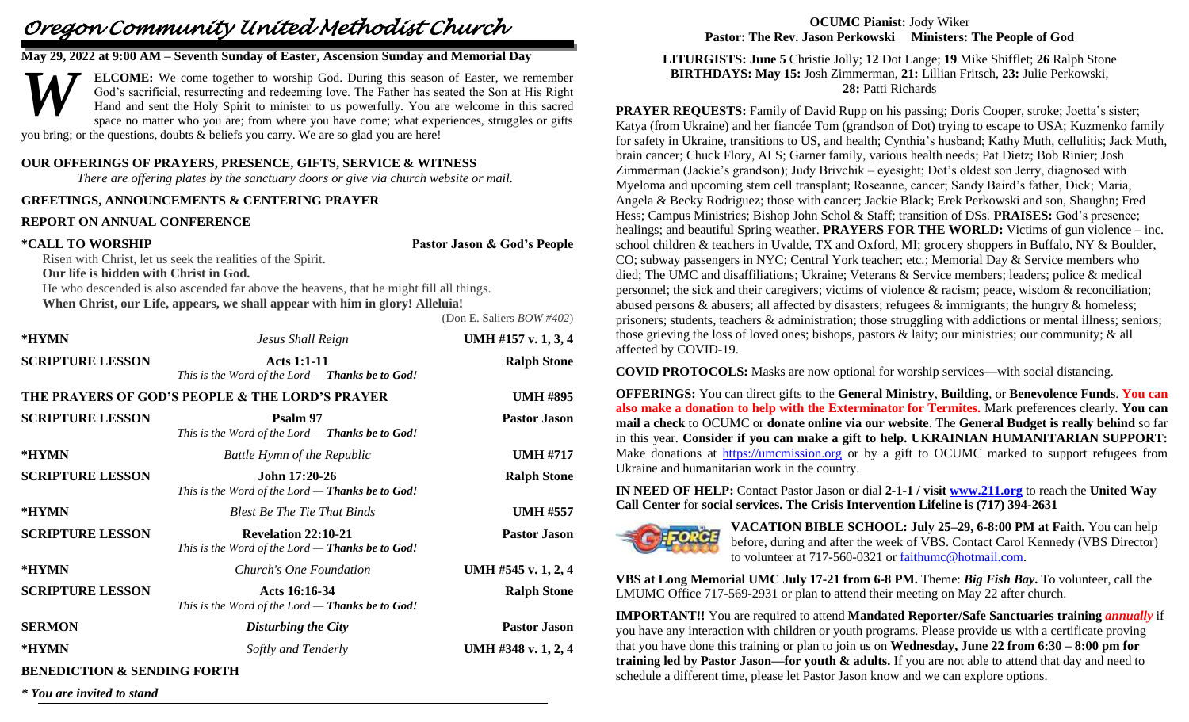# Oregon Community United Methodist Church

**May 29, 2022 at 9:00 AM – Seventh Sunday of Easter, Ascension Sunday and Memorial Day**

**WELCOME:** We come together to worship God. During this season of Easter, we remember God's sacrificial, resurrecting and redeeming love. The Father has seated the Son at His Right Hand and sent the Holy Spirit to minister to us powerfully. You are welcome in this sacred space no matter who you are; from where you have come; what experiences, struggles or gifts you bring; or the questions, doubts & beliefs you carry. We are so glad you are here!

**OUR OFFERINGS OF PRAYERS, PRESENCE, GIFTS, SERVICE & WITNESS**

*There are offering plates by the sanctuary doors or give via church website or mail.*

**GREETINGS, ANNOUNCEMENTS & CENTERING PRAYER**

**REPORT ON ANNUAL CONFERENCE**

**\*CALL TO WORSHIP** — **Pastor Jason & God's People**

Risen with Christ, let us seek the realities of the Spirit.
**Our life is hidden with Christ in God.**
He who descended is also ascended far above the heavens, that he might fill all things.
**When Christ, our Life, appears, we shall appear with him in glory! Alleluia!**

(Don E. Saliers *BOW #402*)

| | | |
|---|---|---|
| **\*HYMN** | *Jesus Shall Reign* | **UMH #157 v. 1, 3, 4** |
| **SCRIPTURE LESSON** | **Acts 1:1-11**<br>*This is the Word of the Lord — **Thanks be to God!*** | **Ralph Stone** |
| **THE PRAYERS OF GOD'S PEOPLE & THE LORD'S PRAYER** | | **UMH #895** |
| **SCRIPTURE LESSON** | **Psalm 97**<br>*This is the Word of the Lord — **Thanks be to God!*** | **Pastor Jason** |
| **\*HYMN** | *Battle Hymn of the Republic* | **UMH #717** |
| **SCRIPTURE LESSON** | **John 17:20-26**<br>*This is the Word of the Lord — **Thanks be to God!*** | **Ralph Stone** |
| **\*HYMN** | *Blest Be The Tie That Binds* | **UMH #557** |
| **SCRIPTURE LESSON** | **Revelation 22:10-21**<br>*This is the Word of the Lord — **Thanks be to God!*** | **Pastor Jason** |
| **\*HYMN** | *Church's One Foundation* | **UMH #545 v. 1, 2, 4** |
| **SCRIPTURE LESSON** | **Acts 16:16-34**<br>*This is the Word of the Lord — **Thanks be to God!*** | **Ralph Stone** |
| **SERMON** | ***Disturbing the City*** | **Pastor Jason** |
| **\*HYMN** | *Softly and Tenderly* | **UMH #348 v. 1, 2, 4** |

**BENEDICTION & SENDING FORTH**

***\* You are invited to stand***

**OCUMC Pianist:** Jody Wiker
**Pastor: The Rev. Jason Perkowski Ministers: The People of God**

**LITURGISTS: June 5** Christie Jolly; **12** Dot Lange; **19** Mike Shifflet; **26** Ralph Stone
**BIRTHDAYS: May 15:** Josh Zimmerman, **21:** Lillian Fritsch, **23:** Julie Perkowski, **28:** Patti Richards

**PRAYER REQUESTS:** Family of David Rupp on his passing; Doris Cooper, stroke; Joetta's sister; Katya (from Ukraine) and her fiancée Tom (grandson of Dot) trying to escape to USA; Kuzmenko family for safety in Ukraine, transitions to US, and health; Cynthia's husband; Kathy Muth, cellulitis; Jack Muth, brain cancer; Chuck Flory, ALS; Garner family, various health needs; Pat Dietz; Bob Rinier; Josh Zimmerman (Jackie's grandson); Judy Brivchik – eyesight; Dot's oldest son Jerry, diagnosed with Myeloma and upcoming stem cell transplant; Roseanne, cancer; Sandy Baird's father, Dick; Maria, Angela & Becky Rodriguez; those with cancer; Jackie Black; Erek Perkowski and son, Shaughn; Fred Hess; Campus Ministries; Bishop John Schol & Staff; transition of DSs. **PRAISES:** God's presence; healings; and beautiful Spring weather. **PRAYERS FOR THE WORLD:** Victims of gun violence – inc. school children & teachers in Uvalde, TX and Oxford, MI; grocery shoppers in Buffalo, NY & Boulder, CO; subway passengers in NYC; Central York teacher; etc.; Memorial Day & Service members who died; The UMC and disaffiliations; Ukraine; Veterans & Service members; leaders; police & medical personnel; the sick and their caregivers; victims of violence & racism; peace, wisdom & reconciliation; abused persons & abusers; all affected by disasters; refugees & immigrants; the hungry & homeless; prisoners; students, teachers & administration; those struggling with addictions or mental illness; seniors; those grieving the loss of loved ones; bishops, pastors & laity; our ministries; our community; & all affected by COVID-19.

**COVID PROTOCOLS:** Masks are now optional for worship services—with social distancing.

**OFFERINGS:** You can direct gifts to the **General Ministry**, **Building**, or **Benevolence Funds**. **You can also make a donation to help with the Exterminator for Termites.** Mark preferences clearly. **You can mail a check** to OCUMC or **donate online via our website**. The **General Budget is really behind** so far in this year. **Consider if you can make a gift to help. UKRAINIAN HUMANITARIAN SUPPORT:** Make donations at https://umcmission.org or by a gift to OCUMC marked to support refugees from Ukraine and humanitarian work in the country.

**IN NEED OF HELP:** Contact Pastor Jason or dial **2-1-1 / visit www.211.org** to reach the **United Way Call Center** for **social services. The Crisis Intervention Lifeline is (717) 394-2631**

**VACATION BIBLE SCHOOL: July 25–29, 6-8:00 PM at Faith.** You can help before, during and after the week of VBS. Contact Carol Kennedy (VBS Director) to volunteer at 717-560-0321 or faithumc@hotmail.com.

**VBS at Long Memorial UMC July 17-21 from 6-8 PM.** Theme: ***Big Fish Bay*.** To volunteer, call the LMUMC Office 717-569-2931 or plan to attend their meeting on May 22 after church.

**IMPORTANT!!** You are required to attend **Mandated Reporter/Safe Sanctuaries training *annually*** if you have any interaction with children or youth programs. Please provide us with a certificate proving that you have done this training or plan to join us on **Wednesday, June 22 from 6:30 – 8:00 pm for training led by Pastor Jason—for youth & adults.** If you are not able to attend that day and need to schedule a different time, please let Pastor Jason know and we can explore options.